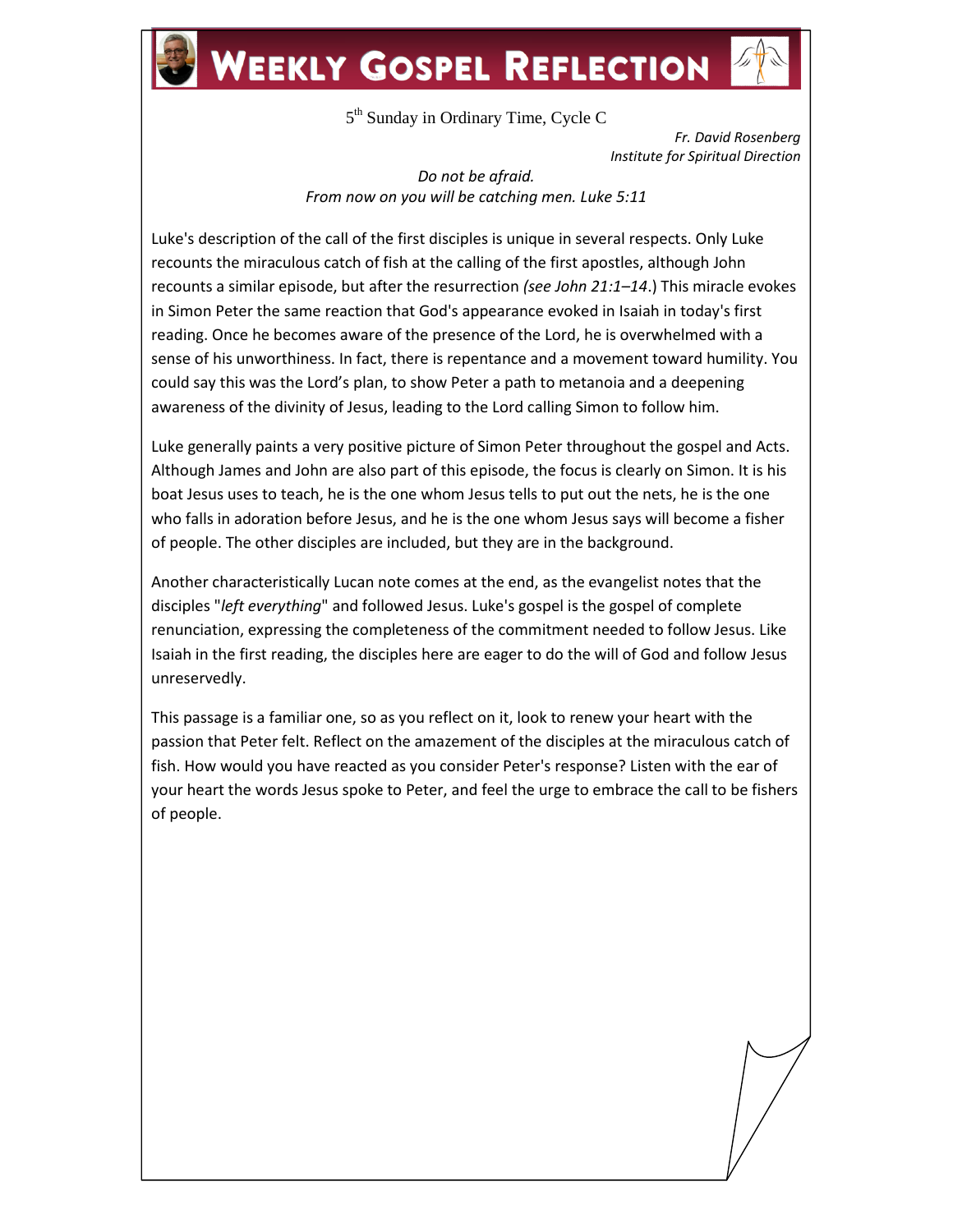# Weekly Gospel Reflection

5th Sunday in Ordinary Time, Cycle C

*Fr. David Rosenberg*
*Institute for Spiritual Direction*

*Do not be afraid.*
*From now on you will be catching men. Luke 5:11*

Luke's description of the call of the first disciples is unique in several respects. Only Luke recounts the miraculous catch of fish at the calling of the first apostles, although John recounts a similar episode, but after the resurrection *(see John 21:1–14*.) This miracle evokes in Simon Peter the same reaction that God's appearance evoked in Isaiah in today's first reading. Once he becomes aware of the presence of the Lord, he is overwhelmed with a sense of his unworthiness. In fact, there is repentance and a movement toward humility. You could say this was the Lord's plan, to show Peter a path to metanoia and a deepening awareness of the divinity of Jesus, leading to the Lord calling Simon to follow him.

Luke generally paints a very positive picture of Simon Peter throughout the gospel and Acts. Although James and John are also part of this episode, the focus is clearly on Simon. It is his boat Jesus uses to teach, he is the one whom Jesus tells to put out the nets, he is the one who falls in adoration before Jesus, and he is the one whom Jesus says will become a fisher of people. The other disciples are included, but they are in the background.

Another characteristically Lucan note comes at the end, as the evangelist notes that the disciples "*left everything*" and followed Jesus. Luke's gospel is the gospel of complete renunciation, expressing the completeness of the commitment needed to follow Jesus. Like Isaiah in the first reading, the disciples here are eager to do the will of God and follow Jesus unreservedly.

This passage is a familiar one, so as you reflect on it, look to renew your heart with the passion that Peter felt. Reflect on the amazement of the disciples at the miraculous catch of fish. How would you have reacted as you consider Peter's response? Listen with the ear of your heart the words Jesus spoke to Peter, and feel the urge to embrace the call to be fishers of people.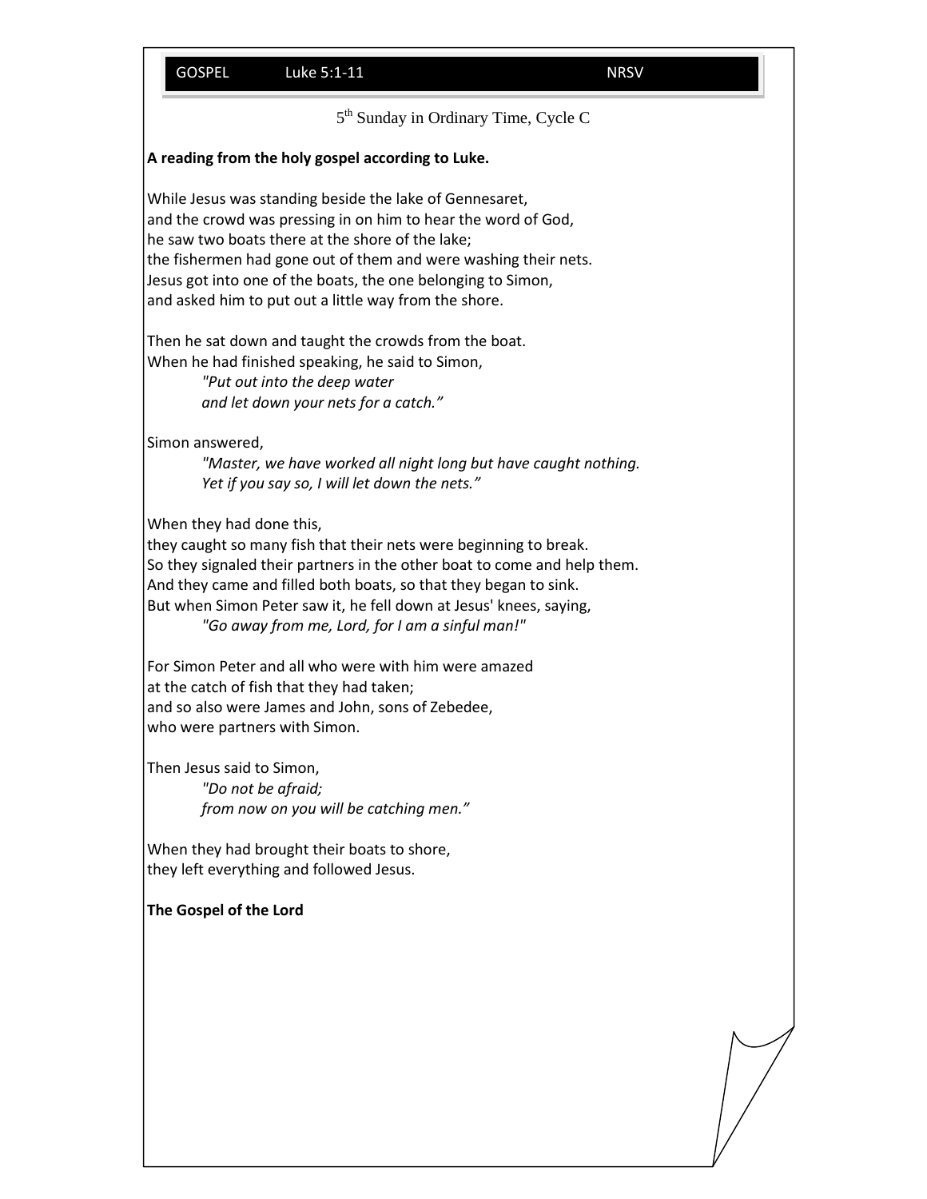GOSPEL Luke 5:1-11 NRSV

5th Sunday in Ordinary Time, Cycle C

**A reading from the holy gospel according to Luke.**

While Jesus was standing beside the lake of Gennesaret,
and the crowd was pressing in on him to hear the word of God,
he saw two boats there at the shore of the lake;
the fishermen had gone out of them and were washing their nets.
Jesus got into one of the boats, the one belonging to Simon,
and asked him to put out a little way from the shore.

Then he sat down and taught the crowds from the boat.
When he had finished speaking, he said to Simon,
*"Put out into the deep water*
*and let down your nets for a catch."*

Simon answered,
*"Master, we have worked all night long but have caught nothing.*
*Yet if you say so, I will let down the nets."*

When they had done this,
they caught so many fish that their nets were beginning to break.
So they signaled their partners in the other boat to come and help them.
And they came and filled both boats, so that they began to sink.
But when Simon Peter saw it, he fell down at Jesus' knees, saying,
*"Go away from me, Lord, for I am a sinful man!"*

For Simon Peter and all who were with him were amazed
at the catch of fish that they had taken;
and so also were James and John, sons of Zebedee,
who were partners with Simon.

Then Jesus said to Simon,
*"Do not be afraid;*
*from now on you will be catching men."*

When they had brought their boats to shore,
they left everything and followed Jesus.

**The Gospel of the Lord**